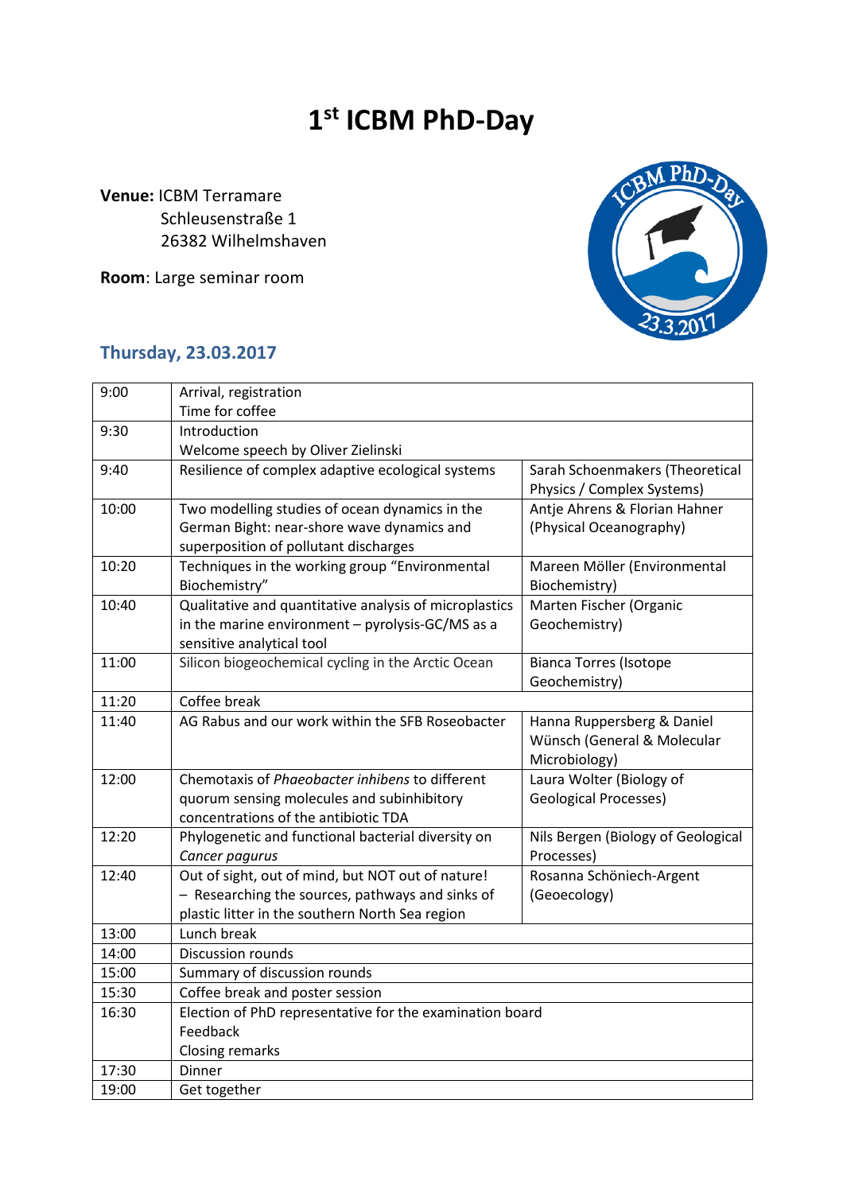# 1st ICBM PhD-Day

**Venue:** ICBM Terramare
Schleusenstraße 1
26382 Wilhelmshaven

**Room**: Large seminar room

## Thursday, 23.03.2017

| Time | Program | Speaker |
|---|---|---|
| 9:00 | Arrival, registration<br>Time for coffee | |
| 9:30 | Introduction<br>Welcome speech by Oliver Zielinski | |
| 9:40 | Resilience of complex adaptive ecological systems | Sarah Schoenmakers (Theoretical Physics / Complex Systems) |
| 10:00 | Two modelling studies of ocean dynamics in the German Bight: near-shore wave dynamics and superposition of pollutant discharges | Antje Ahrens & Florian Hahner (Physical Oceanography) |
| 10:20 | Techniques in the working group "Environmental Biochemistry" | Mareen Möller (Environmental Biochemistry) |
| 10:40 | Qualitative and quantitative analysis of microplastics in the marine environment – pyrolysis-GC/MS as a sensitive analytical tool | Marten Fischer (Organic Geochemistry) |
| 11:00 | Silicon biogeochemical cycling in the Arctic Ocean | Bianca Torres (Isotope Geochemistry) |
| 11:20 | Coffee break | |
| 11:40 | AG Rabus and our work within the SFB Roseobacter | Hanna Ruppersberg & Daniel Wünsch (General & Molecular Microbiology) |
| 12:00 | Chemotaxis of *Phaeobacter inhibens* to different quorum sensing molecules and subinhibitory concentrations of the antibiotic TDA | Laura Wolter (Biology of Geological Processes) |
| 12:20 | Phylogenetic and functional bacterial diversity on *Cancer pagurus* | Nils Bergen (Biology of Geological Processes) |
| 12:40 | Out of sight, out of mind, but NOT out of nature! – Researching the sources, pathways and sinks of plastic litter in the southern North Sea region | Rosanna Schöniech-Argent (Geoecology) |
| 13:00 | Lunch break | |
| 14:00 | Discussion rounds | |
| 15:00 | Summary of discussion rounds | |
| 15:30 | Coffee break and poster session | |
| 16:30 | Election of PhD representative for the examination board<br>Feedback<br>Closing remarks | |
| 17:30 | Dinner | |
| 19:00 | Get together | |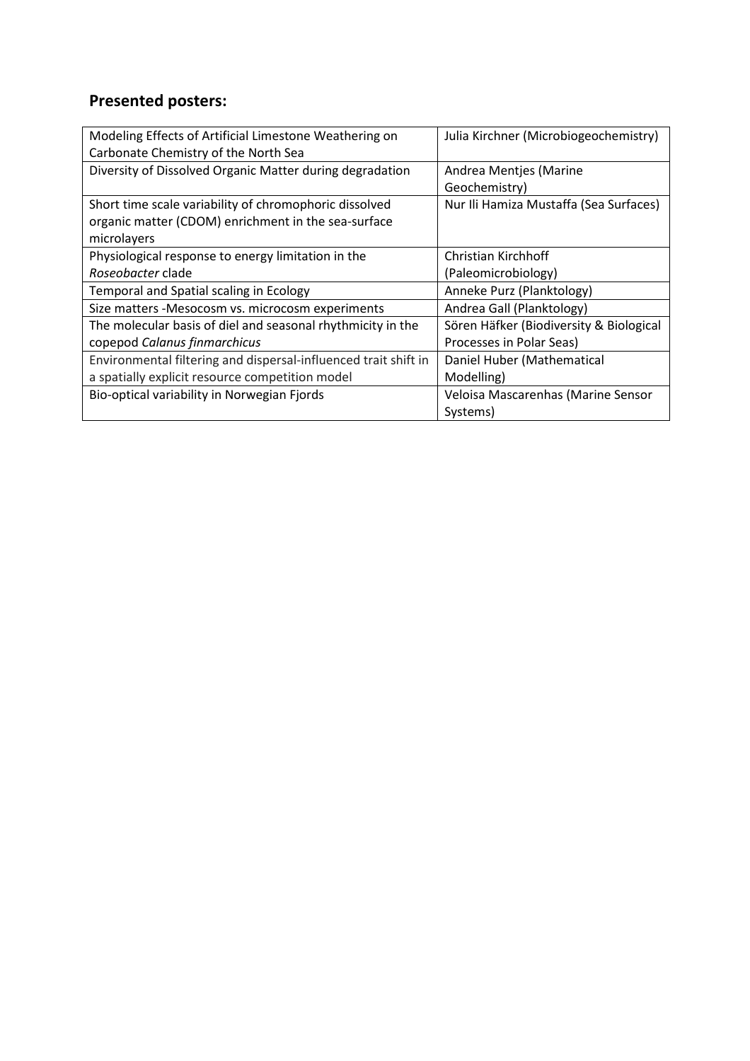## Presented posters:

| | |
|---|---|
| Modeling Effects of Artificial Limestone Weathering on Carbonate Chemistry of the North Sea | Julia Kirchner (Microbiogeochemistry) |
| Diversity of Dissolved Organic Matter during degradation | Andrea Mentjes (Marine Geochemistry) |
| Short time scale variability of chromophoric dissolved organic matter (CDOM) enrichment in the sea-surface microlayers | Nur Ili Hamiza Mustaffa (Sea Surfaces) |
| Physiological response to energy limitation in the *Roseobacter* clade | Christian Kirchhoff (Paleomicrobiology) |
| Temporal and Spatial scaling in Ecology | Anneke Purz (Planktology) |
| Size matters -Mesocosm vs. microcosm experiments | Andrea Gall (Planktology) |
| The molecular basis of diel and seasonal rhythmicity in the copepod *Calanus finmarchicus* | Sören Häfker (Biodiversity & Biological Processes in Polar Seas) |
| Environmental filtering and dispersal-influenced trait shift in a spatially explicit resource competition model | Daniel Huber (Mathematical Modelling) |
| Bio-optical variability in Norwegian Fjords | Veloisa Mascarenhas (Marine Sensor Systems) |